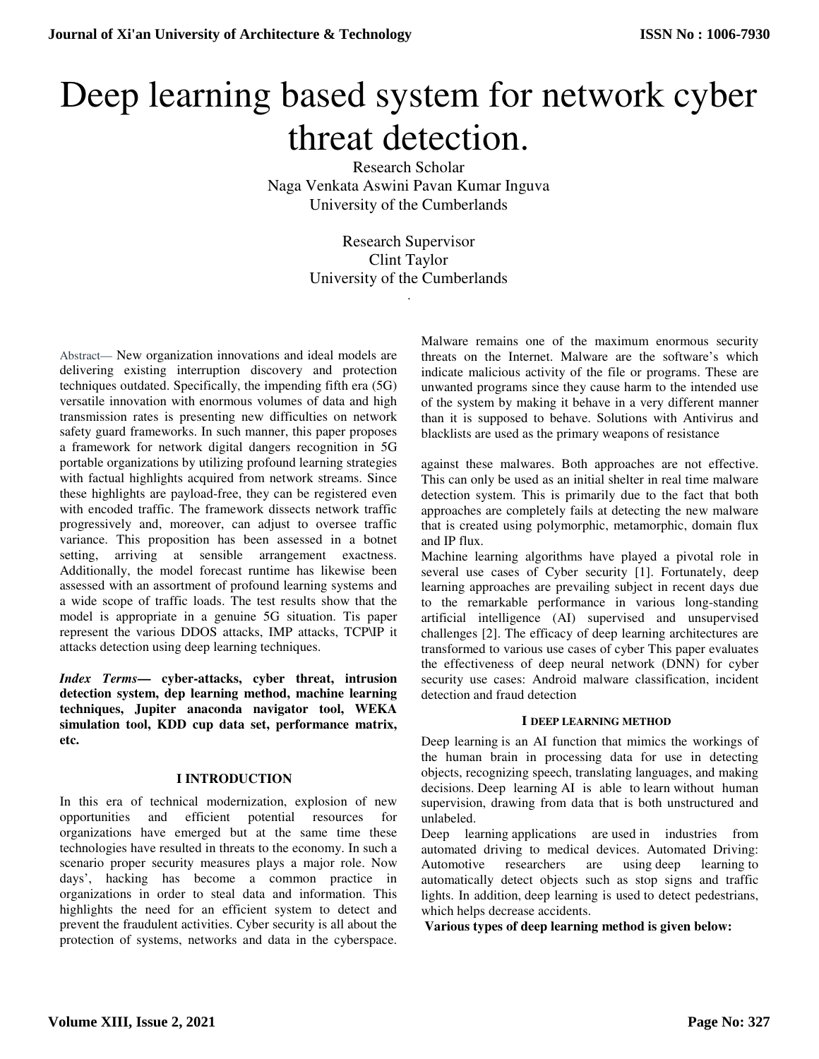# Deep learning based system for network cyber threat detection.

Research Scholar
Naga Venkata Aswini Pavan Kumar Inguva
University of the Cumberlands

Research Supervisor
Clint Taylor
University of the Cumberlands

Abstract— New organization innovations and ideal models are delivering existing interruption discovery and protection techniques outdated. Specifically, the impending fifth era (5G) versatile innovation with enormous volumes of data and high transmission rates is presenting new difficulties on network safety guard frameworks. In such manner, this paper proposes a framework for network digital dangers recognition in 5G portable organizations by utilizing profound learning strategies with factual highlights acquired from network streams. Since these highlights are payload-free, they can be registered even with encoded traffic. The framework dissects network traffic progressively and, moreover, can adjust to oversee traffic variance. This proposition has been assessed in a botnet setting, arriving at sensible arrangement exactness. Additionally, the model forecast runtime has likewise been assessed with an assortment of profound learning systems and a wide scope of traffic loads. The test results show that the model is appropriate in a genuine 5G situation. Tis paper represent the various DDOS attacks, IMP attacks, TCP\IP it attacks detection using deep learning techniques.

***Index Terms*— cyber-attacks, cyber threat, intrusion detection system, dep learning method, machine learning techniques, Jupiter anaconda navigator tool, WEKA simulation tool, KDD cup data set, performance matrix, etc.**

## I INTRODUCTION

In this era of technical modernization, explosion of new opportunities and efficient potential resources for organizations have emerged but at the same time these technologies have resulted in threats to the economy. In such a scenario proper security measures plays a major role. Now days', hacking has become a common practice in organizations in order to steal data and information. This highlights the need for an efficient system to detect and prevent the fraudulent activities. Cyber security is all about the protection of systems, networks and data in the cyberspace. Malware remains one of the maximum enormous security threats on the Internet. Malware are the software's which indicate malicious activity of the file or programs. These are unwanted programs since they cause harm to the intended use of the system by making it behave in a very different manner than it is supposed to behave. Solutions with Antivirus and blacklists are used as the primary weapons of resistance

against these malwares. Both approaches are not effective. This can only be used as an initial shelter in real time malware detection system. This is primarily due to the fact that both approaches are completely fails at detecting the new malware that is created using polymorphic, metamorphic, domain flux and IP flux.

Machine learning algorithms have played a pivotal role in several use cases of Cyber security [1]. Fortunately, deep learning approaches are prevailing subject in recent days due to the remarkable performance in various long-standing artificial intelligence (AI) supervised and unsupervised challenges [2]. The efficacy of deep learning architectures are transformed to various use cases of cyber This paper evaluates the effectiveness of deep neural network (DNN) for cyber security use cases: Android malware classification, incident detection and fraud detection

## I DEEP LEARNING METHOD

Deep learning is an AI function that mimics the workings of the human brain in processing data for use in detecting objects, recognizing speech, translating languages, and making decisions. Deep learning AI is able to learn without human supervision, drawing from data that is both unstructured and unlabeled.

Deep learning applications are used in industries from automated driving to medical devices. Automated Driving: Automotive researchers are using deep learning to automatically detect objects such as stop signs and traffic lights. In addition, deep learning is used to detect pedestrians, which helps decrease accidents.

**Various types of deep learning method is given below:**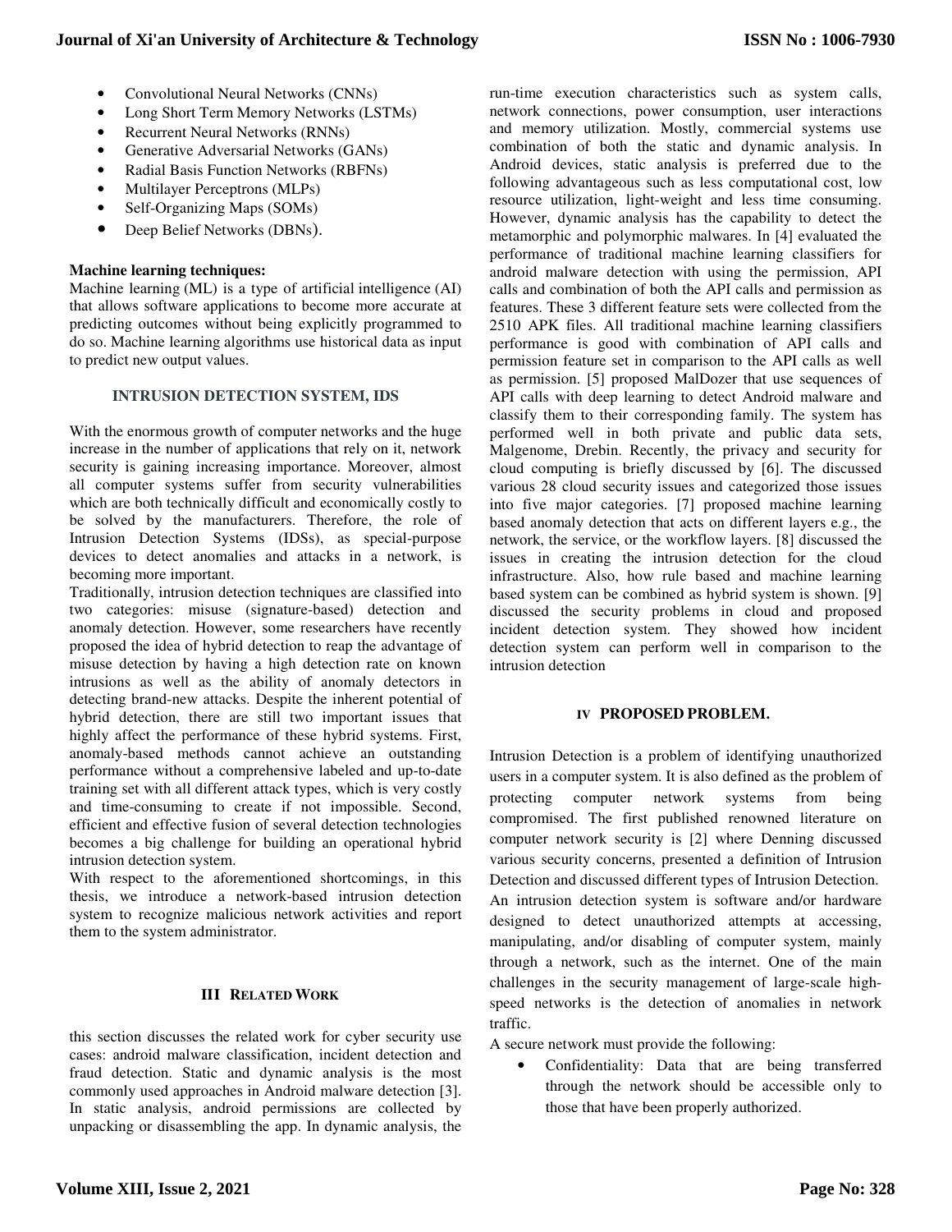- Convolutional Neural Networks (CNNs)
- Long Short Term Memory Networks (LSTMs)
- Recurrent Neural Networks (RNNs)
- Generative Adversarial Networks (GANs)
- Radial Basis Function Networks (RBFNs)
- Multilayer Perceptrons (MLPs)
- Self-Organizing Maps (SOMs)
- Deep Belief Networks (DBNs).

**Machine learning techniques:**

Machine learning (ML) is a type of artificial intelligence (AI) that allows software applications to become more accurate at predicting outcomes without being explicitly programmed to do so. Machine learning algorithms use historical data as input to predict new output values.

### INTRUSION DETECTION SYSTEM, IDS

With the enormous growth of computer networks and the huge increase in the number of applications that rely on it, network security is gaining increasing importance. Moreover, almost all computer systems suffer from security vulnerabilities which are both technically difficult and economically costly to be solved by the manufacturers. Therefore, the role of Intrusion Detection Systems (IDSs), as special-purpose devices to detect anomalies and attacks in a network, is becoming more important.

Traditionally, intrusion detection techniques are classified into two categories: misuse (signature-based) detection and anomaly detection. However, some researchers have recently proposed the idea of hybrid detection to reap the advantage of misuse detection by having a high detection rate on known intrusions as well as the ability of anomaly detectors in detecting brand-new attacks. Despite the inherent potential of hybrid detection, there are still two important issues that highly affect the performance of these hybrid systems. First, anomaly-based methods cannot achieve an outstanding performance without a comprehensive labeled and up-to-date training set with all different attack types, which is very costly and time-consuming to create if not impossible. Second, efficient and effective fusion of several detection technologies becomes a big challenge for building an operational hybrid intrusion detection system.

With respect to the aforementioned shortcomings, in this thesis, we introduce a network-based intrusion detection system to recognize malicious network activities and report them to the system administrator.

## III Related Work

this section discusses the related work for cyber security use cases: android malware classification, incident detection and fraud detection. Static and dynamic analysis is the most commonly used approaches in Android malware detection [3]. In static analysis, android permissions are collected by unpacking or disassembling the app. In dynamic analysis, the run-time execution characteristics such as system calls, network connections, power consumption, user interactions and memory utilization. Mostly, commercial systems use combination of both the static and dynamic analysis. In Android devices, static analysis is preferred due to the following advantageous such as less computational cost, low resource utilization, light-weight and less time consuming. However, dynamic analysis has the capability to detect the metamorphic and polymorphic malwares. In [4] evaluated the performance of traditional machine learning classifiers for android malware detection with using the permission, API calls and combination of both the API calls and permission as features. These 3 different feature sets were collected from the 2510 APK files. All traditional machine learning classifiers performance is good with combination of API calls and permission feature set in comparison to the API calls as well as permission. [5] proposed MalDozer that use sequences of API calls with deep learning to detect Android malware and classify them to their corresponding family. The system has performed well in both private and public data sets, Malgenome, Drebin. Recently, the privacy and security for cloud computing is briefly discussed by [6]. The discussed various 28 cloud security issues and categorized those issues into five major categories. [7] proposed machine learning based anomaly detection that acts on different layers e.g., the network, the service, or the workflow layers. [8] discussed the issues in creating the intrusion detection for the cloud infrastructure. Also, how rule based and machine learning based system can be combined as hybrid system is shown. [9] discussed the security problems in cloud and proposed incident detection system. They showed how incident detection system can perform well in comparison to the intrusion detection

## IV PROPOSED PROBLEM.

Intrusion Detection is a problem of identifying unauthorized users in a computer system. It is also defined as the problem of protecting computer network systems from being compromised. The first published renowned literature on computer network security is [2] where Denning discussed various security concerns, presented a definition of Intrusion Detection and discussed different types of Intrusion Detection.

An intrusion detection system is software and/or hardware designed to detect unauthorized attempts at accessing, manipulating, and/or disabling of computer system, mainly through a network, such as the internet. One of the main challenges in the security management of large-scale high-speed networks is the detection of anomalies in network traffic.

A secure network must provide the following:

- Confidentiality: Data that are being transferred through the network should be accessible only to those that have been properly authorized.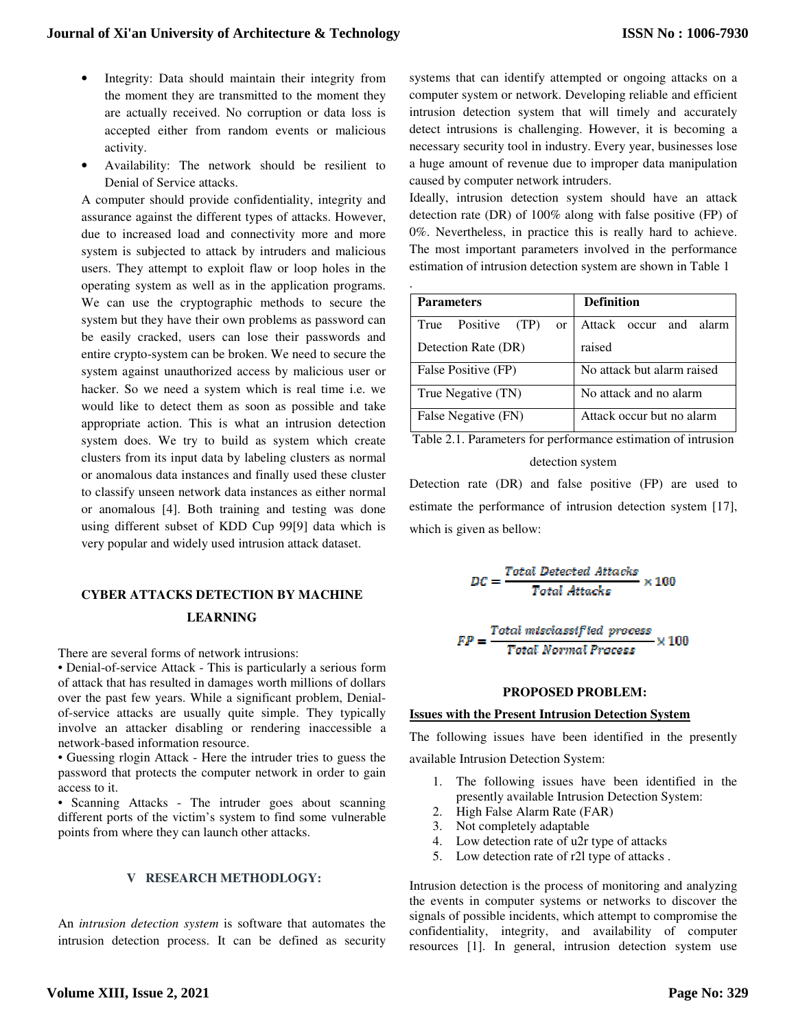- Integrity: Data should maintain their integrity from the moment they are transmitted to the moment they are actually received. No corruption or data loss is accepted either from random events or malicious activity.
- Availability: The network should be resilient to Denial of Service attacks.

A computer should provide confidentiality, integrity and assurance against the different types of attacks. However, due to increased load and connectivity more and more system is subjected to attack by intruders and malicious users. They attempt to exploit flaw or loop holes in the operating system as well as in the application programs. We can use the cryptographic methods to secure the system but they have their own problems as password can be easily cracked, users can lose their passwords and entire crypto-system can be broken. We need to secure the system against unauthorized access by malicious user or hacker. So we need a system which is real time i.e. we would like to detect them as soon as possible and take appropriate action. This is what an intrusion detection system does. We try to build as system which create clusters from its input data by labeling clusters as normal or anomalous data instances and finally used these cluster to classify unseen network data instances as either normal or anomalous [4]. Both training and testing was done using different subset of KDD Cup 99[9] data which is very popular and widely used intrusion attack dataset.

## CYBER ATTACKS DETECTION BY MACHINE LEARNING

There are several forms of network intrusions:

• Denial-of-service Attack - This is particularly a serious form of attack that has resulted in damages worth millions of dollars over the past few years. While a significant problem, Denial-of-service attacks are usually quite simple. They typically involve an attacker disabling or rendering inaccessible a network-based information resource.

• Guessing rlogin Attack - Here the intruder tries to guess the password that protects the computer network in order to gain access to it.

• Scanning Attacks - The intruder goes about scanning different ports of the victim's system to find some vulnerable points from where they can launch other attacks.

## V RESEARCH METHODLOGY:

An *intrusion detection system* is software that automates the intrusion detection process. It can be defined as security systems that can identify attempted or ongoing attacks on a computer system or network. Developing reliable and efficient intrusion detection system that will timely and accurately detect intrusions is challenging. However, it is becoming a necessary security tool in industry. Every year, businesses lose a huge amount of revenue due to improper data manipulation caused by computer network intruders.

Ideally, intrusion detection system should have an attack detection rate (DR) of 100% along with false positive (FP) of 0%. Nevertheless, in practice this is really hard to achieve. The most important parameters involved in the performance estimation of intrusion detection system are shown in Table 1

.

| Parameters | Definition |
|---|---|
| True Positive (TP) or Detection Rate (DR) | Attack occur and alarm raised |
| False Positive (FP) | No attack but alarm raised |
| True Negative (TN) | No attack and no alarm |
| False Negative (FN) | Attack occur but no alarm |

Table 2.1. Parameters for performance estimation of intrusion detection system

Detection rate (DR) and false positive (FP) are used to estimate the performance of intrusion detection system [17], which is given as bellow:

$$DC = \frac{Total\ Detected\ Attacks}{Total\ Attacks} \times 100$$

$$FP = \frac{Total\ misclassified\ process}{Total\ Normal\ Process} \times 100$$

## PROPOSED PROBLEM:

### Issues with the Present Intrusion Detection System

The following issues have been identified in the presently available Intrusion Detection System:

1. The following issues have been identified in the presently available Intrusion Detection System:
2. High False Alarm Rate (FAR)
3. Not completely adaptable
4. Low detection rate of u2r type of attacks
5. Low detection rate of r2l type of attacks .

Intrusion detection is the process of monitoring and analyzing the events in computer systems or networks to discover the signals of possible incidents, which attempt to compromise the confidentiality, integrity, and availability of computer resources [1]. In general, intrusion detection system use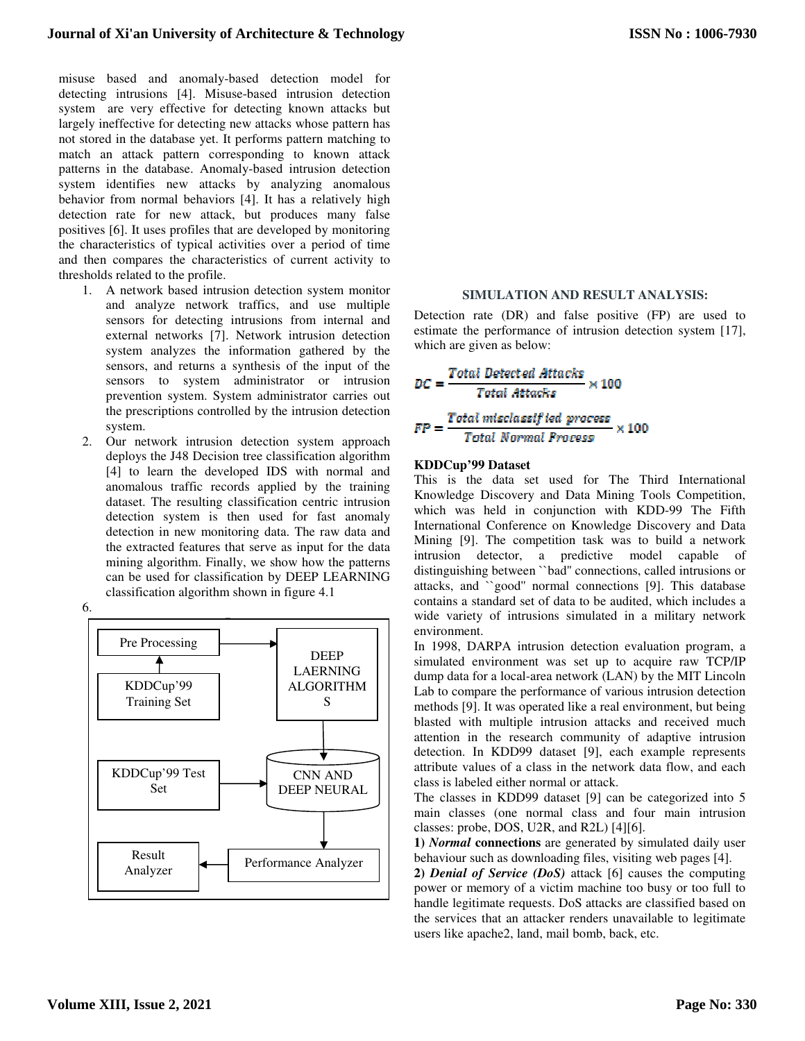misuse based and anomaly-based detection model for detecting intrusions [4]. Misuse-based intrusion detection system are very effective for detecting known attacks but largely ineffective for detecting new attacks whose pattern has not stored in the database yet. It performs pattern matching to match an attack pattern corresponding to known attack patterns in the database. Anomaly-based intrusion detection system identifies new attacks by analyzing anomalous behavior from normal behaviors [4]. It has a relatively high detection rate for new attack, but produces many false positives [6]. It uses profiles that are developed by monitoring the characteristics of typical activities over a period of time and then compares the characteristics of current activity to thresholds related to the profile.

1. A network based intrusion detection system monitor and analyze network traffics, and use multiple sensors for detecting intrusions from internal and external networks [7]. Network intrusion detection system analyzes the information gathered by the sensors, and returns a synthesis of the input of the sensors to system administrator or intrusion prevention system. System administrator carries out the prescriptions controlled by the intrusion detection system.
2. Our network intrusion detection system approach deploys the J48 Decision tree classification algorithm [4] to learn the developed IDS with normal and anomalous traffic records applied by the training dataset. The resulting classification centric intrusion detection system is then used for fast anomaly detection in new monitoring data. The raw data and the extracted features that serve as input for the data mining algorithm. Finally, we show how the patterns can be used for classification by DEEP LEARNING classification algorithm shown in figure 4.1

6.

KDDCup'99 Training Set → Pre Processing → DEEP LAERNING ALGORITHMS → CNN AND DEEP NEURAL ← KDDCup'99 Test Set

CNN AND DEEP NEURAL → Performance Analyzer → Result Analyzer

## SIMULATION AND RESULT ANALYSIS:

Detection rate (DR) and false positive (FP) are used to estimate the performance of intrusion detection system [17], which are given as below:

$$DC = \frac{\text{Total Detected Attacks}}{\text{Total Attacks}} \times 100$$

$$FP = \frac{\text{Total misclassified process}}{\text{Total Normal Process}} \times 100$$

### KDDCup'99 Dataset

This is the data set used for The Third International Knowledge Discovery and Data Mining Tools Competition, which was held in conjunction with KDD-99 The Fifth International Conference on Knowledge Discovery and Data Mining [9]. The competition task was to build a network intrusion detector, a predictive model capable of distinguishing between ``bad'' connections, called intrusions or attacks, and ``good'' normal connections [9]. This database contains a standard set of data to be audited, which includes a wide variety of intrusions simulated in a military network environment.

In 1998, DARPA intrusion detection evaluation program, a simulated environment was set up to acquire raw TCP/IP dump data for a local-area network (LAN) by the MIT Lincoln Lab to compare the performance of various intrusion detection methods [9]. It was operated like a real environment, but being blasted with multiple intrusion attacks and received much attention in the research community of adaptive intrusion detection. In KDD99 dataset [9], each example represents attribute values of a class in the network data flow, and each class is labeled either normal or attack.

The classes in KDD99 dataset [9] can be categorized into 5 main classes (one normal class and four main intrusion classes: probe, DOS, U2R, and R2L) [4][6].

**1)** ***Normal*** **connections** are generated by simulated daily user behaviour such as downloading files, visiting web pages [4].

**2)** ***Denial of Service (DoS)*** attack [6] causes the computing power or memory of a victim machine too busy or too full to handle legitimate requests. DoS attacks are classified based on the services that an attacker renders unavailable to legitimate users like apache2, land, mail bomb, back, etc.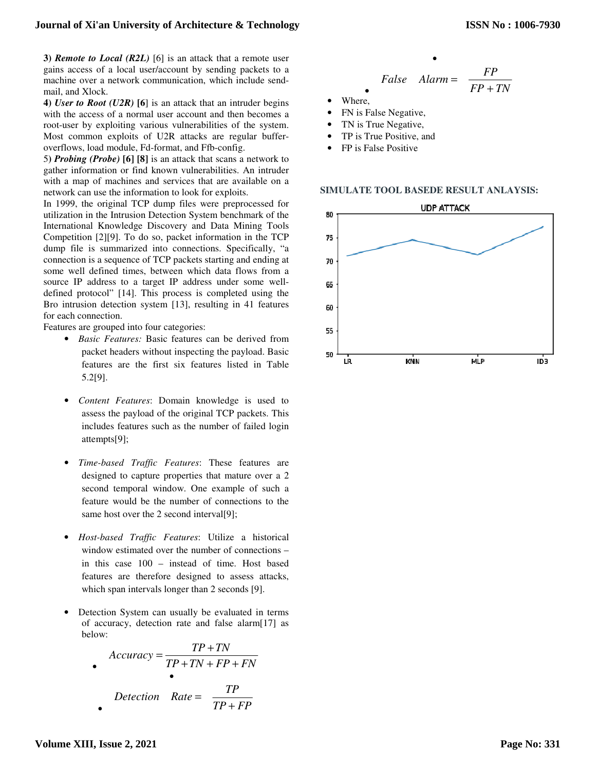**3)** ***Remote to Local (R2L)*** [6] is an attack that a remote user gains access of a local user/account by sending packets to a machine over a network communication, which include send-mail, and Xlock.

**4)** ***User to Root (U2R)*** **[6]** is an attack that an intruder begins with the access of a normal user account and then becomes a root-user by exploiting various vulnerabilities of the system. Most common exploits of U2R attacks are regular buffer-overflows, load module, Fd-format, and Ffb-config.

5) ***Probing (Probe)*** **[6] [8]** is an attack that scans a network to gather information or find known vulnerabilities. An intruder with a map of machines and services that are available on a network can use the information to look for exploits.

In 1999, the original TCP dump files were preprocessed for utilization in the Intrusion Detection System benchmark of the International Knowledge Discovery and Data Mining Tools Competition [2][9]. To do so, packet information in the TCP dump file is summarized into connections. Specifically, "a connection is a sequence of TCP packets starting and ending at some well defined times, between which data flows from a source IP address to a target IP address under some well-defined protocol" [14]. This process is completed using the Bro intrusion detection system [13], resulting in 41 features for each connection.

Features are grouped into four categories:

- *Basic Features:* Basic features can be derived from packet headers without inspecting the payload. Basic features are the first six features listed in Table 5.2[9].
- *Content Features*: Domain knowledge is used to assess the payload of the original TCP packets. This includes features such as the number of failed login attempts[9];
- *Time-based Traffic Features*: These features are designed to capture properties that mature over a 2 second temporal window. One example of such a feature would be the number of connections to the same host over the 2 second interval[9];
- *Host-based Traffic Features*: Utilize a historical window estimated over the number of connections – in this case 100 – instead of time. Host based features are therefore designed to assess attacks, which span intervals longer than 2 seconds [9].
- Detection System can usually be evaluated in terms of accuracy, detection rate and false alarm[17] as below:

$$Accuracy = \frac{TP+TN}{TP+TN+FP+FN}$$

$$Detection \quad Rate = \frac{TP}{TP+FP}$$

$$False \quad Alarm = \frac{FP}{FP+TN}$$

- Where,
- FN is False Negative,
- TN is True Negative,
- TP is True Positive, and
- FP is False Positive

## SIMULATE TOOL BASEDE RESULT ANLAYSIS:

UDP ATTACK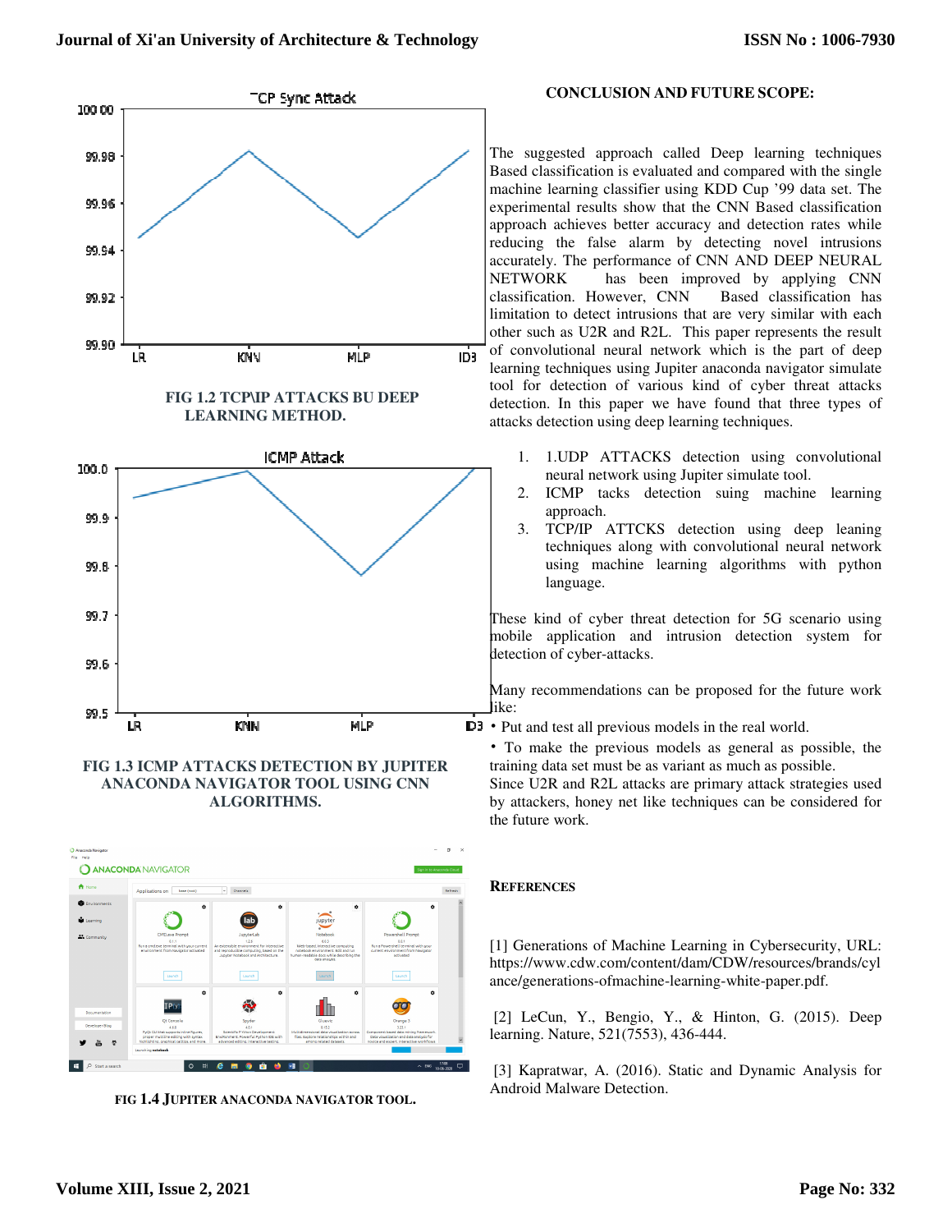FIG 1.2 TCP\IP ATTACKS BU DEEP LEARNING METHOD.

FIG 1.3 ICMP ATTACKS DETECTION BY JUPITER ANACONDA NAVIGATOR TOOL USING CNN ALGORITHMS.

FIG 1.4 JUPITER ANACONDA NAVIGATOR TOOL.

## CONCLUSION AND FUTURE SCOPE:

The suggested approach called Deep learning techniques Based classification is evaluated and compared with the single machine learning classifier using KDD Cup '99 data set. The experimental results show that the CNN Based classification approach achieves better accuracy and detection rates while reducing the false alarm by detecting novel intrusions accurately. The performance of CNN AND DEEP NEURAL NETWORK has been improved by applying CNN classification. However, CNN Based classification has limitation to detect intrusions that are very similar with each other such as U2R and R2L. This paper represents the result of convolutional neural network which is the part of deep learning techniques using Jupiter anaconda navigator simulate tool for detection of various kind of cyber threat attacks detection. In this paper we have found that three types of attacks detection using deep learning techniques.

1. 1.UDP ATTACKS detection using convolutional neural network using Jupiter simulate tool.
2. ICMP tacks detection suing machine learning approach.
3. TCP/IP ATTCKS detection using deep leaning techniques along with convolutional neural network using machine learning algorithms with python language.

These kind of cyber threat detection for 5G scenario using mobile application and intrusion detection system for detection of cyber-attacks.

Many recommendations can be proposed for the future work like:

- Put and test all previous models in the real world.
- To make the previous models as general as possible, the training data set must be as variant as much as possible.

Since U2R and R2L attacks are primary attack strategies used by attackers, honey net like techniques can be considered for the future work.

## REFERENCES

[1] Generations of Machine Learning in Cybersecurity, URL: https://www.cdw.com/content/dam/CDW/resources/brands/cylance/generations-ofmachine-learning-white-paper.pdf.

[2] LeCun, Y., Bengio, Y., & Hinton, G. (2015). Deep learning. Nature, 521(7553), 436-444.

[3] Kapratwar, A. (2016). Static and Dynamic Analysis for Android Malware Detection.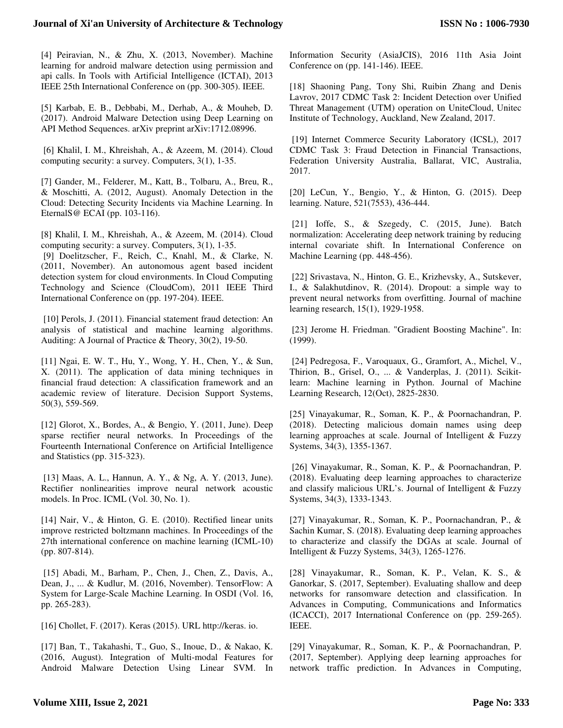[4] Peiravian, N., & Zhu, X. (2013, November). Machine learning for android malware detection using permission and api calls. In Tools with Artificial Intelligence (ICTAI), 2013 IEEE 25th International Conference on (pp. 300-305). IEEE.

[5] Karbab, E. B., Debbabi, M., Derhab, A., & Mouheb, D. (2017). Android Malware Detection using Deep Learning on API Method Sequences. arXiv preprint arXiv:1712.08996.

[6] Khalil, I. M., Khreishah, A., & Azeem, M. (2014). Cloud computing security: a survey. Computers, 3(1), 1-35.

[7] Gander, M., Felderer, M., Katt, B., Tolbaru, A., Breu, R., & Moschitti, A. (2012, August). Anomaly Detection in the Cloud: Detecting Security Incidents via Machine Learning. In EternalS@ ECAI (pp. 103-116).

[8] Khalil, I. M., Khreishah, A., & Azeem, M. (2014). Cloud computing security: a survey. Computers, 3(1), 1-35.

[9] Doelitzscher, F., Reich, C., Knahl, M., & Clarke, N. (2011, November). An autonomous agent based incident detection system for cloud environments. In Cloud Computing Technology and Science (CloudCom), 2011 IEEE Third International Conference on (pp. 197-204). IEEE.

[10] Perols, J. (2011). Financial statement fraud detection: An analysis of statistical and machine learning algorithms. Auditing: A Journal of Practice & Theory, 30(2), 19-50.

[11] Ngai, E. W. T., Hu, Y., Wong, Y. H., Chen, Y., & Sun, X. (2011). The application of data mining techniques in financial fraud detection: A classification framework and an academic review of literature. Decision Support Systems, 50(3), 559-569.

[12] Glorot, X., Bordes, A., & Bengio, Y. (2011, June). Deep sparse rectifier neural networks. In Proceedings of the Fourteenth International Conference on Artificial Intelligence and Statistics (pp. 315-323).

[13] Maas, A. L., Hannun, A. Y., & Ng, A. Y. (2013, June). Rectifier nonlinearities improve neural network acoustic models. In Proc. ICML (Vol. 30, No. 1).

[14] Nair, V., & Hinton, G. E. (2010). Rectified linear units improve restricted boltzmann machines. In Proceedings of the 27th international conference on machine learning (ICML-10) (pp. 807-814).

[15] Abadi, M., Barham, P., Chen, J., Chen, Z., Davis, A., Dean, J., ... & Kudlur, M. (2016, November). TensorFlow: A System for Large-Scale Machine Learning. In OSDI (Vol. 16, pp. 265-283).

[16] Chollet, F. (2017). Keras (2015). URL http://keras. io.

[17] Ban, T., Takahashi, T., Guo, S., Inoue, D., & Nakao, K. (2016, August). Integration of Multi-modal Features for Android Malware Detection Using Linear SVM. In Information Security (AsiaJCIS), 2016 11th Asia Joint Conference on (pp. 141-146). IEEE.

[18] Shaoning Pang, Tony Shi, Ruibin Zhang and Denis Lavrov, 2017 CDMC Task 2: Incident Detection over Unified Threat Management (UTM) operation on UniteCloud, Unitec Institute of Technology, Auckland, New Zealand, 2017.

[19] Internet Commerce Security Laboratory (ICSL), 2017 CDMC Task 3: Fraud Detection in Financial Transactions, Federation University Australia, Ballarat, VIC, Australia, 2017.

[20] LeCun, Y., Bengio, Y., & Hinton, G. (2015). Deep learning. Nature, 521(7553), 436-444.

[21] Ioffe, S., & Szegedy, C. (2015, June). Batch normalization: Accelerating deep network training by reducing internal covariate shift. In International Conference on Machine Learning (pp. 448-456).

[22] Srivastava, N., Hinton, G. E., Krizhevsky, A., Sutskever, I., & Salakhutdinov, R. (2014). Dropout: a simple way to prevent neural networks from overfitting. Journal of machine learning research, 15(1), 1929-1958.

[23] Jerome H. Friedman. "Gradient Boosting Machine". In: (1999).

[24] Pedregosa, F., Varoquaux, G., Gramfort, A., Michel, V., Thirion, B., Grisel, O., ... & Vanderplas, J. (2011). Scikit-learn: Machine learning in Python. Journal of Machine Learning Research, 12(Oct), 2825-2830.

[25] Vinayakumar, R., Soman, K. P., & Poornachandran, P. (2018). Detecting malicious domain names using deep learning approaches at scale. Journal of Intelligent & Fuzzy Systems, 34(3), 1355-1367.

[26] Vinayakumar, R., Soman, K. P., & Poornachandran, P. (2018). Evaluating deep learning approaches to characterize and classify malicious URL's. Journal of Intelligent & Fuzzy Systems, 34(3), 1333-1343.

[27] Vinayakumar, R., Soman, K. P., Poornachandran, P., & Sachin Kumar, S. (2018). Evaluating deep learning approaches to characterize and classify the DGAs at scale. Journal of Intelligent & Fuzzy Systems, 34(3), 1265-1276.

[28] Vinayakumar, R., Soman, K. P., Velan, K. S., & Ganorkar, S. (2017, September). Evaluating shallow and deep networks for ransomware detection and classification. In Advances in Computing, Communications and Informatics (ICACCI), 2017 International Conference on (pp. 259-265). IEEE.

[29] Vinayakumar, R., Soman, K. P., & Poornachandran, P. (2017, September). Applying deep learning approaches for network traffic prediction. In Advances in Computing,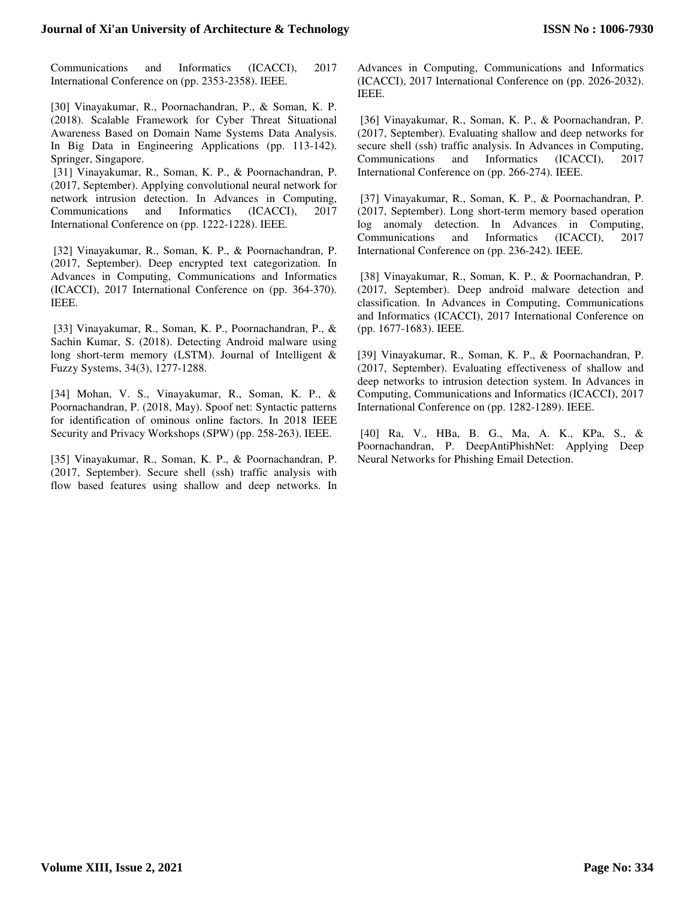Communications and Informatics (ICACCI), 2017 International Conference on (pp. 2353-2358). IEEE.

[30] Vinayakumar, R., Poornachandran, P., & Soman, K. P. (2018). Scalable Framework for Cyber Threat Situational Awareness Based on Domain Name Systems Data Analysis. In Big Data in Engineering Applications (pp. 113-142). Springer, Singapore.

[31] Vinayakumar, R., Soman, K. P., & Poornachandran, P. (2017, September). Applying convolutional neural network for network intrusion detection. In Advances in Computing, Communications and Informatics (ICACCI), 2017 International Conference on (pp. 1222-1228). IEEE.

[32] Vinayakumar, R., Soman, K. P., & Poornachandran, P. (2017, September). Deep encrypted text categorization. In Advances in Computing, Communications and Informatics (ICACCI), 2017 International Conference on (pp. 364-370). IEEE.

[33] Vinayakumar, R., Soman, K. P., Poornachandran, P., & Sachin Kumar, S. (2018). Detecting Android malware using long short-term memory (LSTM). Journal of Intelligent & Fuzzy Systems, 34(3), 1277-1288.

[34] Mohan, V. S., Vinayakumar, R., Soman, K. P., & Poornachandran, P. (2018, May). Spoof net: Syntactic patterns for identification of ominous online factors. In 2018 IEEE Security and Privacy Workshops (SPW) (pp. 258-263). IEEE.

[35] Vinayakumar, R., Soman, K. P., & Poornachandran, P. (2017, September). Secure shell (ssh) traffic analysis with flow based features using shallow and deep networks. In Advances in Computing, Communications and Informatics (ICACCI), 2017 International Conference on (pp. 2026-2032). IEEE.

[36] Vinayakumar, R., Soman, K. P., & Poornachandran, P. (2017, September). Evaluating shallow and deep networks for secure shell (ssh) traffic analysis. In Advances in Computing, Communications and Informatics (ICACCI), 2017 International Conference on (pp. 266-274). IEEE.

[37] Vinayakumar, R., Soman, K. P., & Poornachandran, P. (2017, September). Long short-term memory based operation log anomaly detection. In Advances in Computing, Communications and Informatics (ICACCI), 2017 International Conference on (pp. 236-242). IEEE.

[38] Vinayakumar, R., Soman, K. P., & Poornachandran, P. (2017, September). Deep android malware detection and classification. In Advances in Computing, Communications and Informatics (ICACCI), 2017 International Conference on (pp. 1677-1683). IEEE.

[39] Vinayakumar, R., Soman, K. P., & Poornachandran, P. (2017, September). Evaluating effectiveness of shallow and deep networks to intrusion detection system. In Advances in Computing, Communications and Informatics (ICACCI), 2017 International Conference on (pp. 1282-1289). IEEE.

[40] Ra, V., HBa, B. G., Ma, A. K., KPa, S., & Poornachandran, P. DeepAntiPhishNet: Applying Deep Neural Networks for Phishing Email Detection.